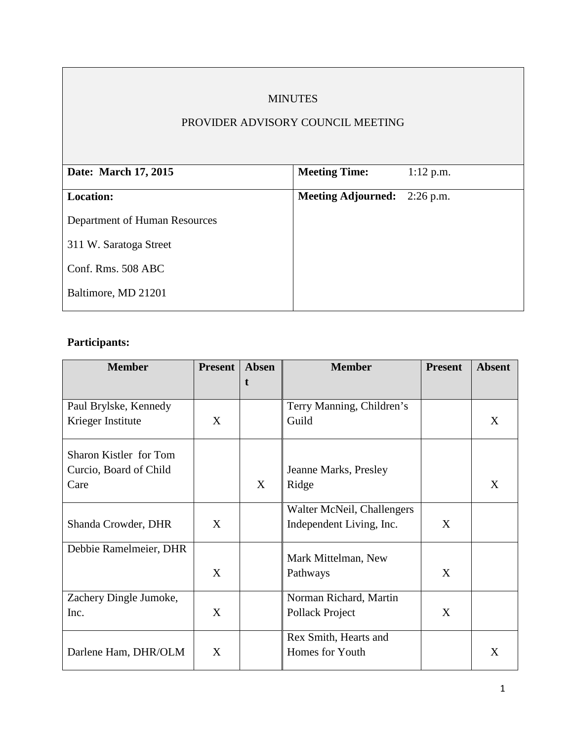# MINUTES

## PROVIDER ADVISORY COUNCIL MEETING

| **Date: March 17, 2015** | **Meeting Time:** 1:12 p.m. |
|---|---|
| **Location:**<br>Department of Human Resources<br>311 W. Saratoga Street<br>Conf. Rms. 508 ABC<br>Baltimore, MD 21201 | **Meeting Adjourned:** 2:26 p.m. |

**Participants:**

| Member | Present | Absent | Member | Present | Absent |
|---|---|---|---|---|---|
| Paul Brylske, Kennedy Krieger Institute | X | | Terry Manning, Children's Guild | | X |
| Sharon Kistler for Tom Curcio, Board of Child Care | | X | Jeanne Marks, Presley Ridge | | X |
| Shanda Crowder, DHR | X | | Walter McNeil, Challengers Independent Living, Inc. | X | |
| Debbie Ramelmeier, DHR | X | | Mark Mittelman, New Pathways | X | |
| Zachery Dingle Jumoke, Inc. | X | | Norman Richard, Martin Pollack Project | X | |
| Darlene Ham, DHR/OLM | X | | Rex Smith, Hearts and Homes for Youth | | X |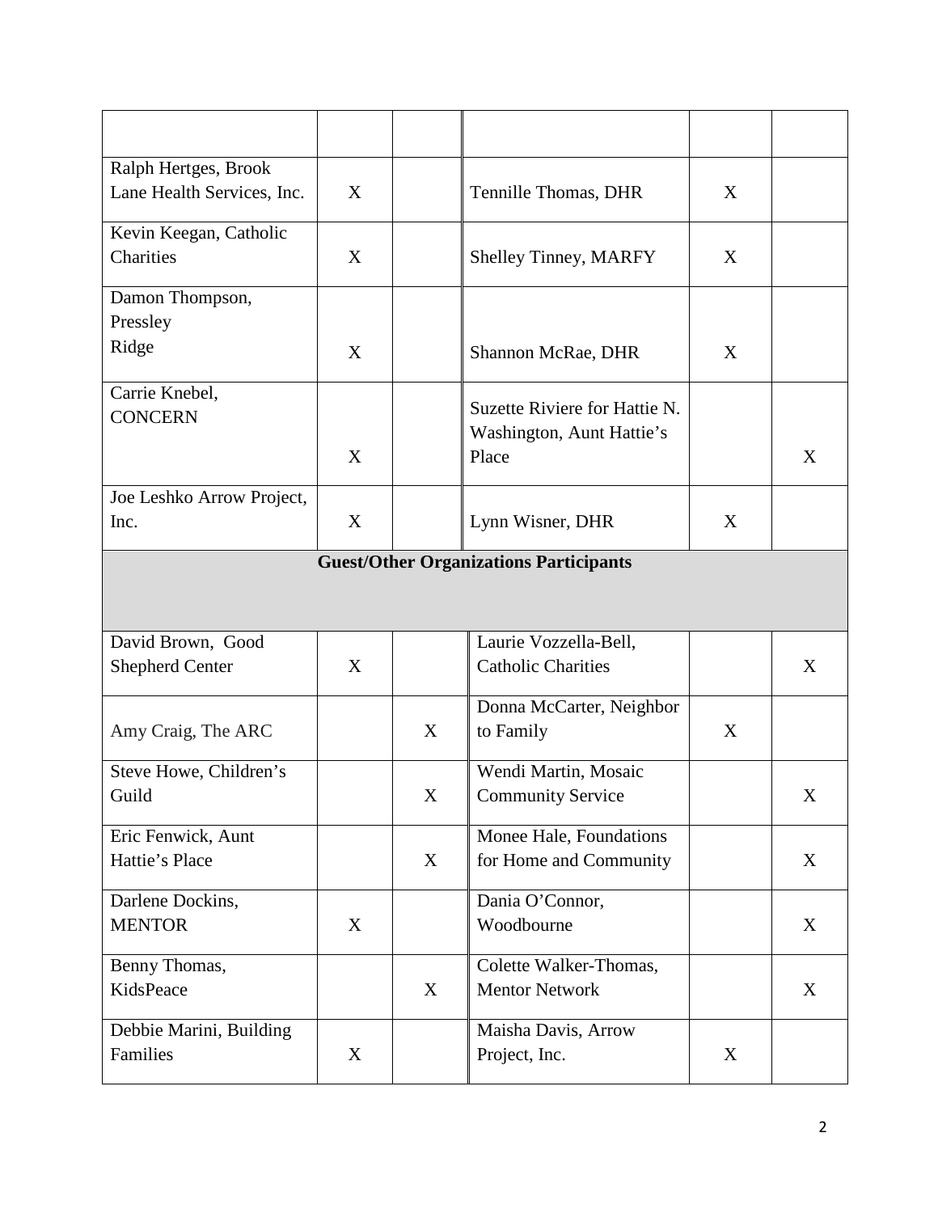| | | | | | |
|---|---|---|---|---|---|
| Ralph Hertges, Brook Lane Health Services, Inc. | X | | Tennille Thomas, DHR | X | |
| Kevin Keegan, Catholic Charities | X | | Shelley Tinney, MARFY | X | |
| Damon Thompson, Pressley Ridge | X | | Shannon McRae, DHR | X | |
| Carrie Knebel, CONCERN | X | | Suzette Riviere for Hattie N. Washington, Aunt Hattie's Place | | X |
| Joe Leshko Arrow Project, Inc. | X | | Lynn Wisner, DHR | X | |
| **Guest/Other Organizations Participants** | | | | | |
| David Brown, Good Shepherd Center | X | | Laurie Vozzella-Bell, Catholic Charities | | X |
| Amy Craig, The ARC | | X | Donna McCarter, Neighbor to Family | X | |
| Steve Howe, Children's Guild | | X | Wendi Martin, Mosaic Community Service | | X |
| Eric Fenwick, Aunt Hattie's Place | | X | Monee Hale, Foundations for Home and Community | | X |
| Darlene Dockins, MENTOR | X | | Dania O'Connor, Woodbourne | | X |
| Benny Thomas, KidsPeace | | X | Colette Walker-Thomas, Mentor Network | | X |
| Debbie Marini, Building Families | X | | Maisha Davis, Arrow Project, Inc. | X | |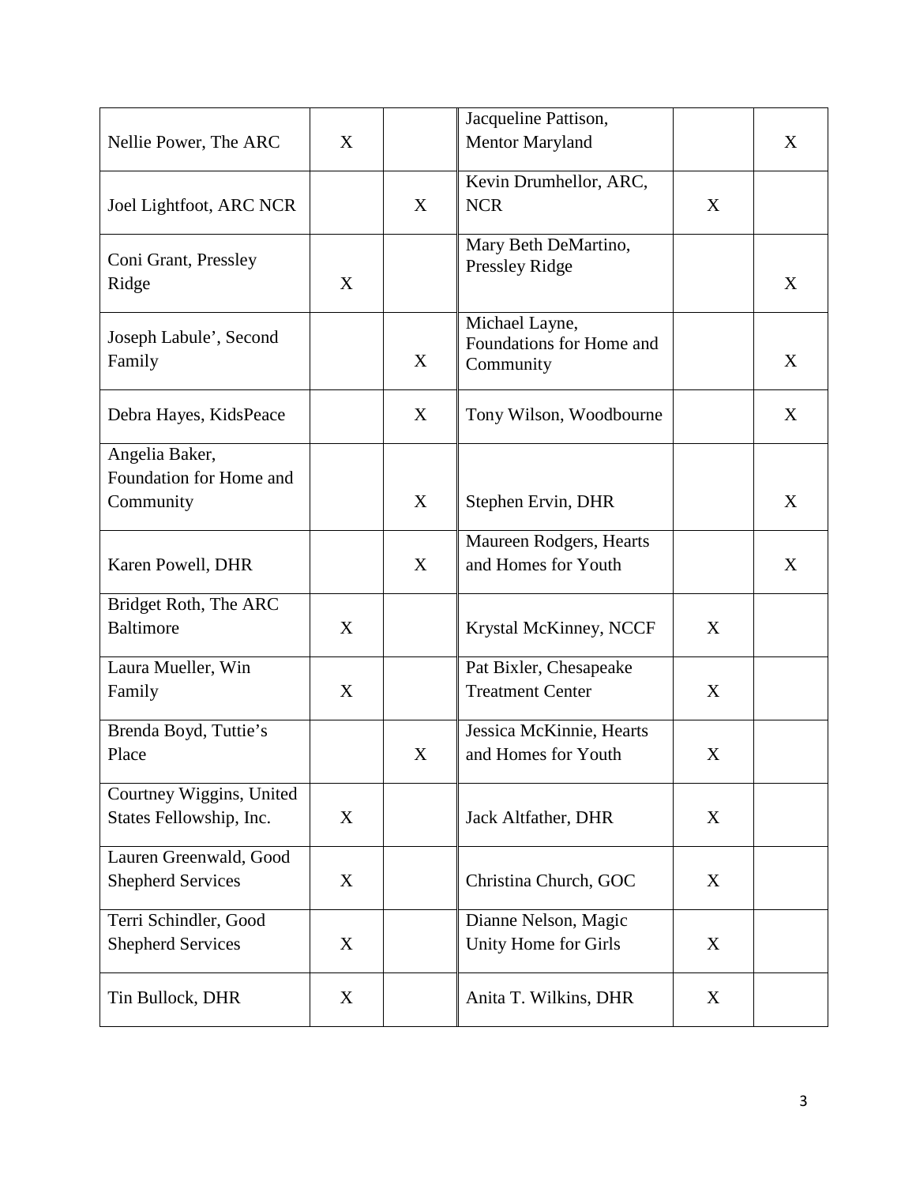| | | | | | |
|---|---|---|---|---|---|
| Nellie Power, The ARC | X | | Jacqueline Pattison, Mentor Maryland | | X |
| Joel Lightfoot, ARC NCR | | X | Kevin Drumhellor, ARC, NCR | X | |
| Coni Grant, Pressley Ridge | X | | Mary Beth DeMartino, Pressley Ridge | | X |
| Joseph Labule', Second Family | | X | Michael Layne, Foundations for Home and Community | | X |
| Debra Hayes, KidsPeace | | X | Tony Wilson, Woodbourne | | X |
| Angelia Baker, Foundation for Home and Community | | X | Stephen Ervin, DHR | | X |
| Karen Powell, DHR | | X | Maureen Rodgers, Hearts and Homes for Youth | | X |
| Bridget Roth, The ARC Baltimore | X | | Krystal McKinney, NCCF | X | |
| Laura Mueller, Win Family | X | | Pat Bixler, Chesapeake Treatment Center | X | |
| Brenda Boyd, Tuttie's Place | | X | Jessica McKinnie, Hearts and Homes for Youth | X | |
| Courtney Wiggins, United States Fellowship, Inc. | X | | Jack Altfather, DHR | X | |
| Lauren Greenwald, Good Shepherd Services | X | | Christina Church, GOC | X | |
| Terri Schindler, Good Shepherd Services | X | | Dianne Nelson, Magic Unity Home for Girls | X | |
| Tin Bullock, DHR | X | | Anita T. Wilkins, DHR | X | |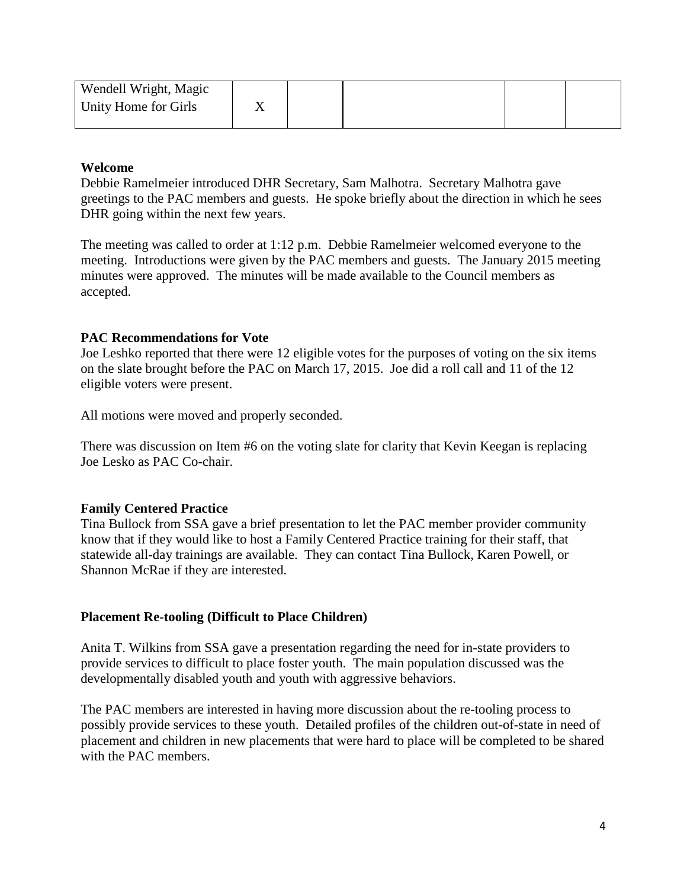| Wendell Wright, Magic Unity Home for Girls | X | | | | |
|---|---|---|---|---|---|

**Welcome**

Debbie Ramelmeier introduced DHR Secretary, Sam Malhotra. Secretary Malhotra gave greetings to the PAC members and guests. He spoke briefly about the direction in which he sees DHR going within the next few years.

The meeting was called to order at 1:12 p.m. Debbie Ramelmeier welcomed everyone to the meeting. Introductions were given by the PAC members and guests. The January 2015 meeting minutes were approved. The minutes will be made available to the Council members as accepted.

**PAC Recommendations for Vote**

Joe Leshko reported that there were 12 eligible votes for the purposes of voting on the six items on the slate brought before the PAC on March 17, 2015. Joe did a roll call and 11 of the 12 eligible voters were present.

All motions were moved and properly seconded.

There was discussion on Item #6 on the voting slate for clarity that Kevin Keegan is replacing Joe Lesko as PAC Co-chair.

**Family Centered Practice**

Tina Bullock from SSA gave a brief presentation to let the PAC member provider community know that if they would like to host a Family Centered Practice training for their staff, that statewide all-day trainings are available. They can contact Tina Bullock, Karen Powell, or Shannon McRae if they are interested.

**Placement Re-tooling (Difficult to Place Children)**

Anita T. Wilkins from SSA gave a presentation regarding the need for in-state providers to provide services to difficult to place foster youth. The main population discussed was the developmentally disabled youth and youth with aggressive behaviors.

The PAC members are interested in having more discussion about the re-tooling process to possibly provide services to these youth. Detailed profiles of the children out-of-state in need of placement and children in new placements that were hard to place will be completed to be shared with the PAC members.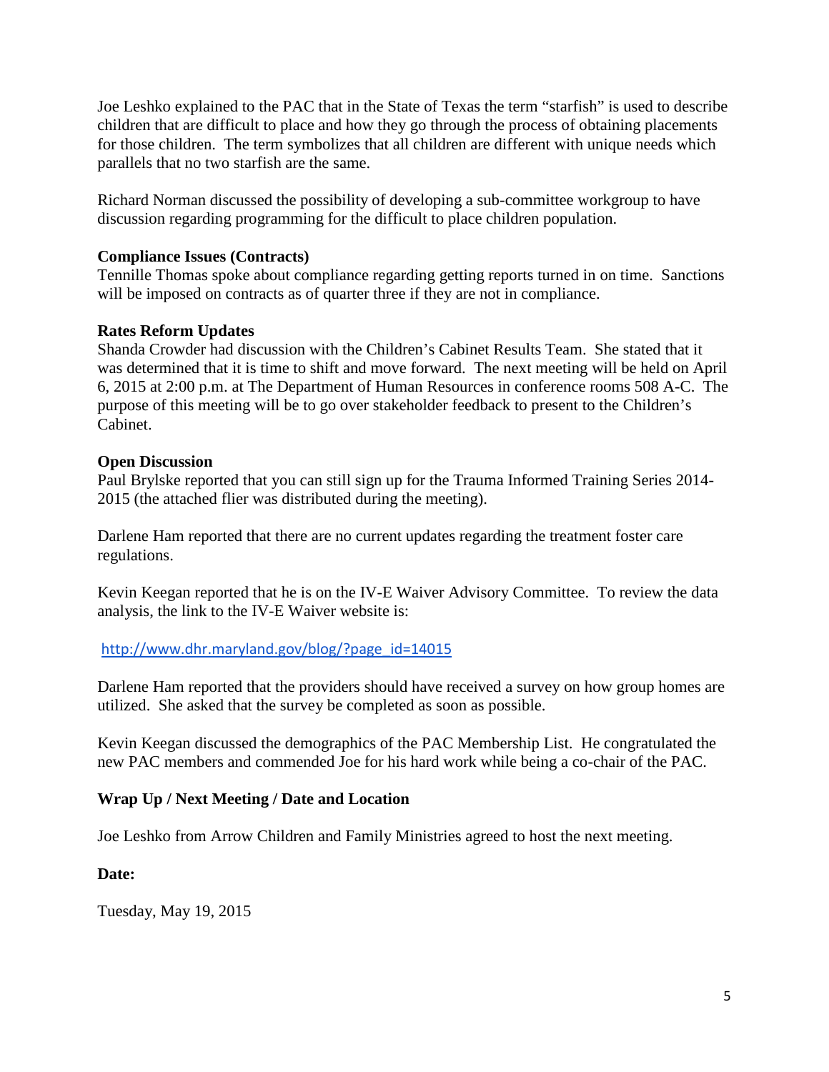Joe Leshko explained to the PAC that in the State of Texas the term "starfish" is used to describe children that are difficult to place and how they go through the process of obtaining placements for those children. The term symbolizes that all children are different with unique needs which parallels that no two starfish are the same.

Richard Norman discussed the possibility of developing a sub-committee workgroup to have discussion regarding programming for the difficult to place children population.

**Compliance Issues (Contracts)**

Tennille Thomas spoke about compliance regarding getting reports turned in on time. Sanctions will be imposed on contracts as of quarter three if they are not in compliance.

**Rates Reform Updates**

Shanda Crowder had discussion with the Children's Cabinet Results Team. She stated that it was determined that it is time to shift and move forward. The next meeting will be held on April 6, 2015 at 2:00 p.m. at The Department of Human Resources in conference rooms 508 A-C. The purpose of this meeting will be to go over stakeholder feedback to present to the Children's Cabinet.

**Open Discussion**

Paul Brylske reported that you can still sign up for the Trauma Informed Training Series 2014-2015 (the attached flier was distributed during the meeting).

Darlene Ham reported that there are no current updates regarding the treatment foster care regulations.

Kevin Keegan reported that he is on the IV-E Waiver Advisory Committee. To review the data analysis, the link to the IV-E Waiver website is:

http://www.dhr.maryland.gov/blog/?page_id=14015

Darlene Ham reported that the providers should have received a survey on how group homes are utilized. She asked that the survey be completed as soon as possible.

Kevin Keegan discussed the demographics of the PAC Membership List. He congratulated the new PAC members and commended Joe for his hard work while being a co-chair of the PAC.

**Wrap Up / Next Meeting / Date and Location**

Joe Leshko from Arrow Children and Family Ministries agreed to host the next meeting.

**Date:**

Tuesday, May 19, 2015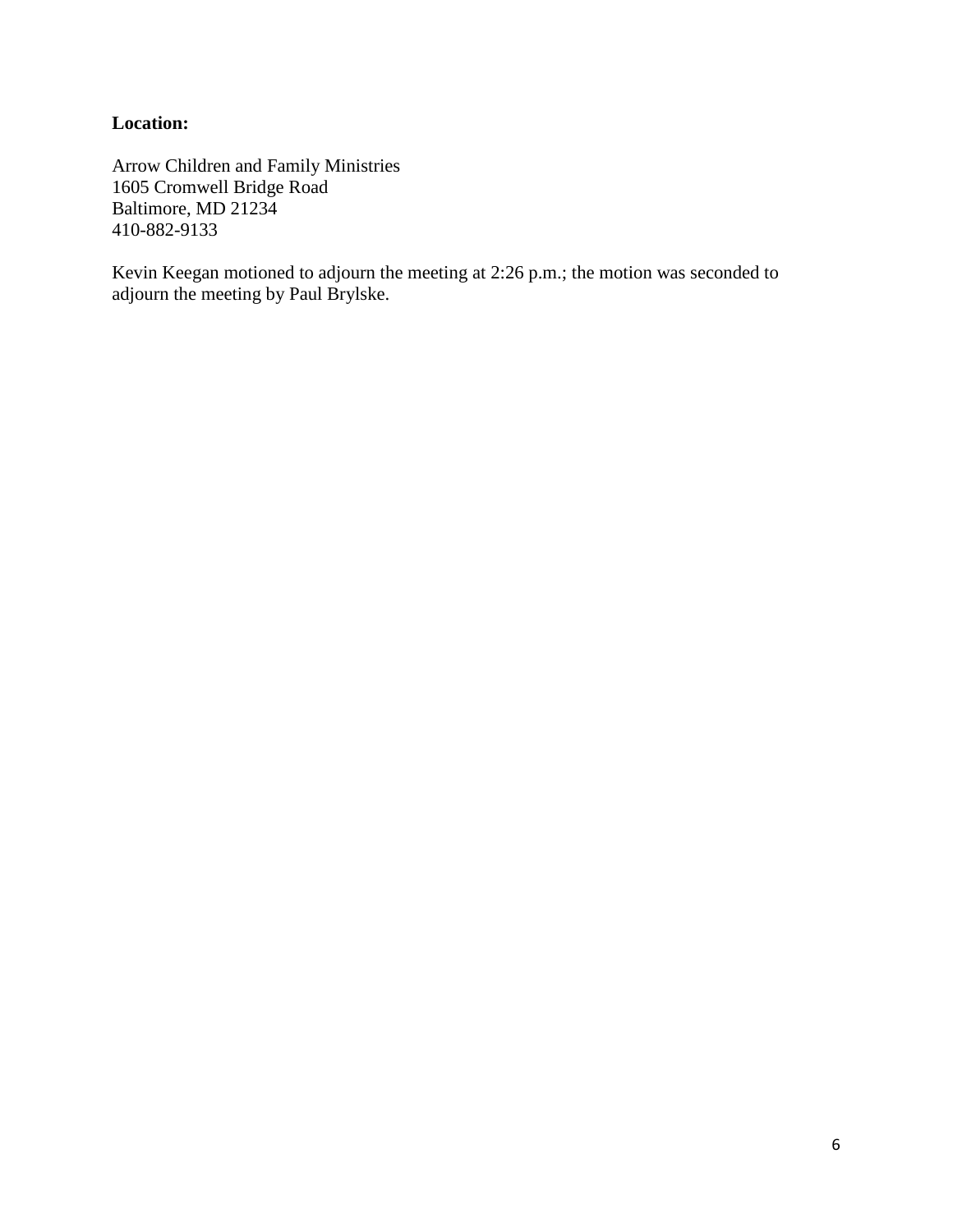**Location:**

Arrow Children and Family Ministries
1605 Cromwell Bridge Road
Baltimore, MD 21234
410-882-9133

Kevin Keegan motioned to adjourn the meeting at 2:26 p.m.; the motion was seconded to adjourn the meeting by Paul Brylske.